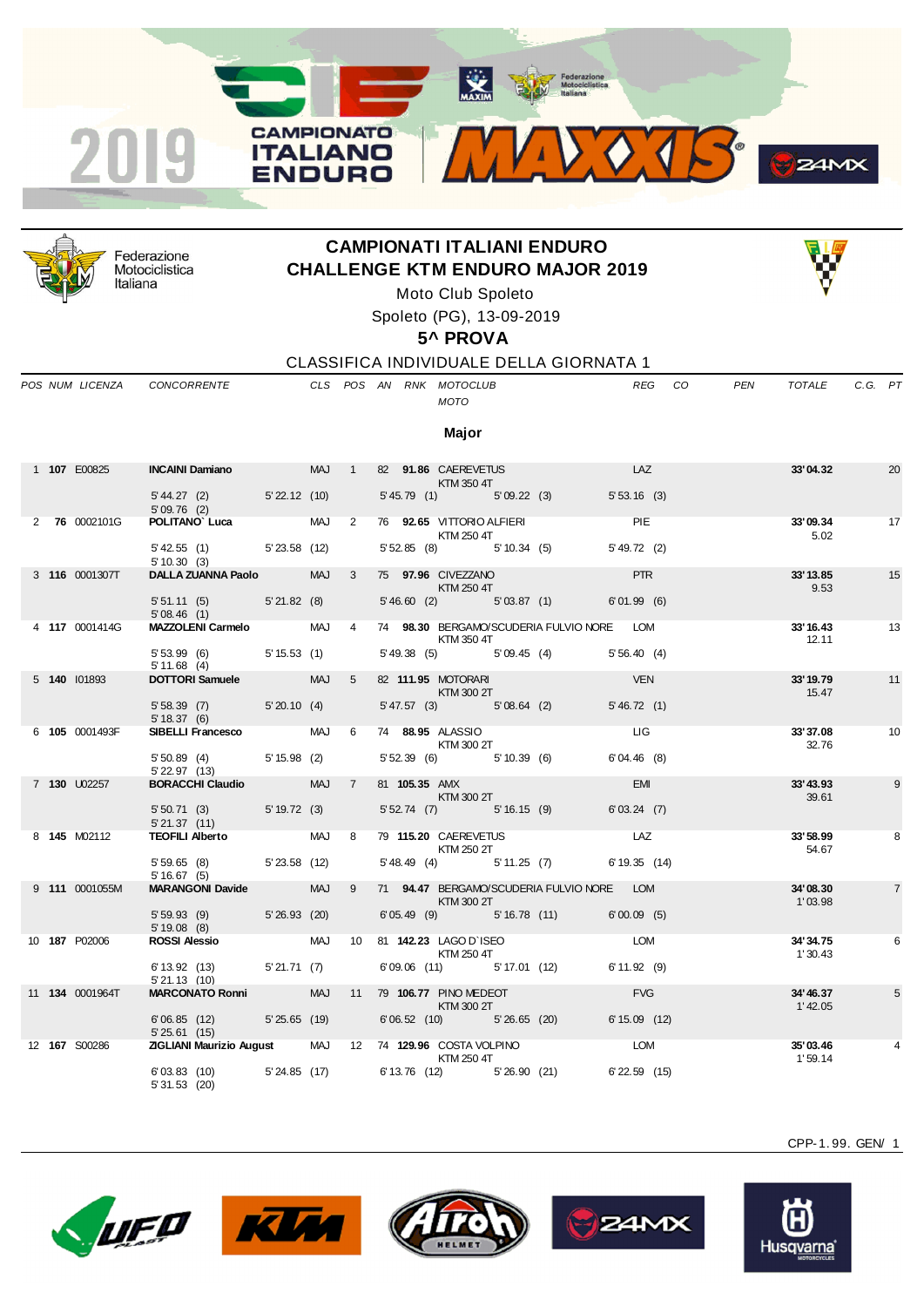# CAMPIONATI ITALIANI ENDURO
## CHALLENGE KTM ENDURO MAJOR 2019

Moto Club Spoleto

Spoleto (PG), 13-09-2019

**5^ PROVA**

CLASSIFICA INDIVIDUALE DELLA GIORNATA 1

### Major

| POS | NUM | LICENZA | CONCORRENTE | CLS | POS | AN | RNK | MOTOCLUB / MOTO | REG | CO | PEN | TOTALE | C.G. | PT |
|---|---|---|---|---|---|---|---|---|---|---|---|---|---|---|
| 1 | **107** | E00825 | **INCAINI Damiano** | MAJ | 1 | 82 | **91.86** | CAEREVETUS / KTM 350 4T | LAZ | | | **33'04.32** | | 20 |
| | | | 5'44.27 (2) 5'22.12 (10) 5'45.79 (1) 5'09.22 (3) 5'53.16 (3) 5'09.76 (2) | | | | | | | | | | | |
| 2 | **76** | 0002101G | **POLITANO` Luca** | MAJ | 2 | 76 | **92.65** | VITTORIO ALFIERI / KTM 250 4T | PIE | | | **33'09.34** | 5.02 | 17 |
| | | | 5'42.55 (1) 5'23.58 (12) 5'52.85 (8) 5'10.34 (5) 5'49.72 (2) 5'10.30 (3) | | | | | | | | | | | |
| 3 | **116** | 0001307T | **DALLA ZUANNA Paolo** | MAJ | 3 | 75 | **97.96** | CIVEZZANO / KTM 250 4T | PTR | | | **33'13.85** | 9.53 | 15 |
| | | | 5'51.11 (5) 5'21.82 (8) 5'46.60 (2) 5'03.87 (1) 6'01.99 (6) 5'08.46 (1) | | | | | | | | | | | |
| 4 | **117** | 0001414G | **MAZZOLENI Carmelo** | MAJ | 4 | 74 | **98.30** | BERGAMO/SCUDERIA FULVIO NORE / KTM 350 4T | LOM | | | **33'16.43** | 12.11 | 13 |
| | | | 5'53.99 (6) 5'15.53 (1) 5'49.38 (5) 5'09.45 (4) 5'56.40 (4) 5'11.68 (4) | | | | | | | | | | | |
| 5 | **140** | I01893 | **DOTTORI Samuele** | MAJ | 5 | 82 | **111.95** | MOTORARI / KTM 300 2T | VEN | | | **33'19.79** | 15.47 | 11 |
| | | | 5'58.39 (7) 5'20.10 (4) 5'47.57 (3) 5'08.64 (2) 5'46.72 (1) 5'18.37 (6) | | | | | | | | | | | |
| 6 | **105** | 0001493F | **SIBELLI Francesco** | MAJ | 6 | 74 | **88.95** | ALASSIO / KTM 300 2T | LIG | | | **33'37.08** | 32.76 | 10 |
| | | | 5'50.89 (4) 5'15.98 (2) 5'52.39 (6) 5'10.39 (6) 6'04.46 (8) 5'22.97 (13) | | | | | | | | | | | |
| 7 | **130** | U02257 | **BORACCHI Claudio** | MAJ | 7 | 81 | **105.35** | AMX / KTM 300 2T | EMI | | | **33'43.93** | 39.61 | 9 |
| | | | 5'50.71 (3) 5'19.72 (3) 5'52.74 (7) 5'16.15 (9) 6'03.24 (7) 5'21.37 (11) | | | | | | | | | | | |
| 8 | **145** | M02112 | **TEOFILI Alberto** | MAJ | 8 | 79 | **115.20** | CAEREVETUS / KTM 250 2T | LAZ | | | **33'58.99** | 54.67 | 8 |
| | | | 5'59.65 (8) 5'23.58 (12) 5'48.49 (4) 5'11.25 (7) 6'19.35 (14) 5'16.67 (5) | | | | | | | | | | | |
| 9 | **111** | 0001055M | **MARANGONI Davide** | MAJ | 9 | 71 | **94.47** | BERGAMO/SCUDERIA FULVIO NORE / KTM 300 2T | LOM | | | **34'08.30** | 1'03.98 | 7 |
| | | | 5'59.93 (9) 5'26.93 (20) 6'05.49 (9) 5'16.78 (11) 6'00.09 (5) 5'19.08 (8) | | | | | | | | | | | |
| 10 | **187** | P02006 | **ROSSI Alessio** | MAJ | 10 | 81 | **142.23** | LAGO D`ISEO / KTM 250 4T | LOM | | | **34'34.75** | 1'30.43 | 6 |
| | | | 6'13.92 (13) 5'21.71 (7) 6'09.06 (11) 5'17.01 (12) 6'11.92 (9) 5'21.13 (10) | | | | | | | | | | | |
| 11 | **134** | 0001964T | **MARCONATO Ronni** | MAJ | 11 | 79 | **106.77** | PINO MEDEOT / KTM 300 2T | FVG | | | **34'46.37** | 1'42.05 | 5 |
| | | | 6'06.85 (12) 5'25.65 (19) 6'06.52 (10) 5'26.65 (20) 6'15.09 (12) 5'25.61 (15) | | | | | | | | | | | |
| 12 | **167** | S00286 | **ZIGLIANI Maurizio August** | MAJ | 12 | 74 | **129.96** | COSTA VOLPINO / KTM 250 4T | LOM | | | **35'03.46** | 1'59.14 | 4 |
| | | | 6'03.83 (10) 5'24.85 (17) 6'13.76 (12) 5'26.90 (21) 6'22.59 (15) 5'31.53 (20) | | | | | | | | | | | |

CPP-1.99. GEN/ 1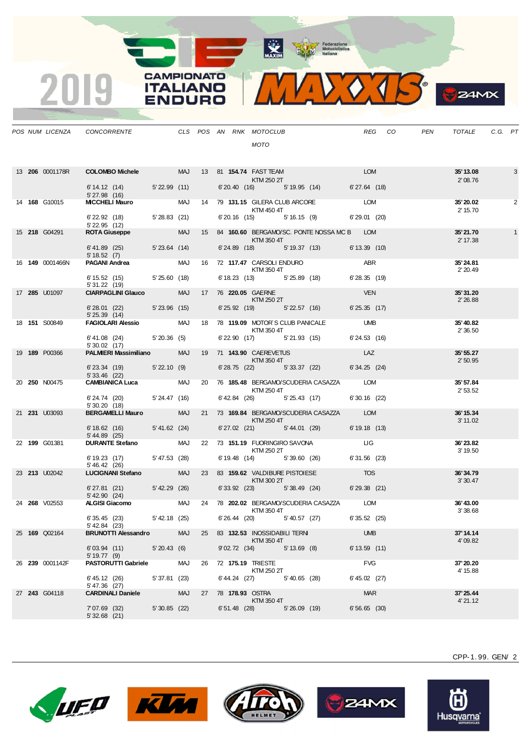# 2019 CAMPIONATO ITALIANO ENDURO

| POS | NUM | LICENZA | CONCORRENTE | CLS | POS | AN | RNK | MOTOCLUB / MOTO | REG | CO | PEN | TOTALE | C.G. | PT |
|---|---|---|---|---|---|---|---|---|---|---|---|---|---|---|
| 13 | **206** | 0001178R | **COLOMBO Michele** | MAJ | 13 | 81 | **154.74** | FAST TEAM / KTM 250 2T | LOM | | | **35' 13.08** / 2' 08.76 | | 3 |
| | | | 6' 14.12 (14) / 5' 27.98 (16) | 5' 22.99 (11) | | | | 6' 20.40 (16) / 5' 19.95 (14) | 6' 27.64 (18) | | | | | |
| 14 | **168** | G10015 | **MICCHELI Mauro** | MAJ | 14 | 79 | **131.15** | GILERA CLUB ARCORE / KTM 450 4T | LOM | | | **35' 20.02** / 2' 15.70 | | 2 |
| | | | 6' 22.92 (18) / 5' 22.95 (12) | 5' 28.83 (21) | | | | 6' 20.16 (15) / 5' 16.15 (9) | 6' 29.01 (20) | | | | | |
| 15 | **218** | G04291 | **ROTA Giuseppe** | MAJ | 15 | 84 | **160.60** | BERGAMO/SC. PONTE NOSSA MC B / KTM 350 4T | LOM | | | **35' 21.70** / 2' 17.38 | | 1 |
| | | | 6' 41.89 (25) / 5' 18.52 (7) | 5' 23.64 (14) | | | | 6' 24.89 (18) / 5' 19.37 (13) | 6' 13.39 (10) | | | | | |
| 16 | **149** | 0001466N | **PAGANI Andrea** | MAJ | 16 | 72 | **117.47** | CARSOLI ENDURO / KTM 350 4T | ABR | | | **35' 24.81** / 2' 20.49 | | |
| | | | 6' 15.52 (15) / 5' 31.22 (19) | 5' 25.60 (18) | | | | 6' 18.23 (13) / 5' 25.89 (18) | 6' 28.35 (19) | | | | | |
| 17 | **285** | U01097 | **CIARPAGLINI Glauco** | MAJ | 17 | 76 | **220.05** | GAERNE / KTM 250 2T | VEN | | | **35' 31.20** / 2' 26.88 | | |
| | | | 6' 28.01 (22) / 5' 25.39 (14) | 5' 23.96 (15) | | | | 6' 25.92 (19) / 5' 22.57 (16) | 6' 25.35 (17) | | | | | |
| 18 | **151** | S00849 | **FAGIOLARI Alessio** | MAJ | 18 | 78 | **119.09** | MOTOR`S CLUB PANICALE / KTM 350 4T | UMB | | | **35' 40.82** / 2' 36.50 | | |
| | | | 6' 41.08 (24) / 5' 30.02 (17) | 5' 20.36 (5) | | | | 6' 22.90 (17) / 5' 21.93 (15) | 6' 24.53 (16) | | | | | |
| 19 | **189** | P00366 | **PALMIERI Massimiliano** | MAJ | 19 | 71 | **143.90** | CAEREVETUS / KTM 350 4T | LAZ | | | **35' 55.27** / 2' 50.95 | | |
| | | | 6' 23.34 (19) / 5' 33.46 (22) | 5' 22.10 (9) | | | | 6' 28.75 (22) / 5' 33.37 (22) | 6' 34.25 (24) | | | | | |
| 20 | **250** | N00475 | **CAMBIANICA Luca** | MAJ | 20 | 76 | **185.48** | BERGAMO/SCUDERIA CASAZZA / KTM 250 4T | LOM | | | **35' 57.84** / 2' 53.52 | | |
| | | | 6' 24.74 (20) / 5' 30.20 (18) | 5' 24.47 (16) | | | | 6' 42.84 (26) / 5' 25.43 (17) | 6' 30.16 (22) | | | | | |
| 21 | **231** | U03093 | **BERGAMELLI Mauro** | MAJ | 21 | 73 | **169.84** | BERGAMO/SCUDERIA CASAZZA / KTM 250 4T | LOM | | | **36' 15.34** / 3' 11.02 | | |
| | | | 6' 18.62 (16) / 5' 44.89 (25) | 5' 41.62 (24) | | | | 6' 27.02 (21) / 5' 44.01 (29) | 6' 19.18 (13) | | | | | |
| 22 | **199** | G01381 | **DURANTE Stefano** | MAJ | 22 | 73 | **151.19** | FUORINGIRO SAVONA / KTM 250 2T | LIG | | | **36' 23.82** / 3' 19.50 | | |
| | | | 6' 19.23 (17) / 5' 46.42 (26) | 5' 47.53 (28) | | | | 6' 19.48 (14) / 5' 39.60 (26) | 6' 31.56 (23) | | | | | |
| 23 | **213** | U02042 | **LUCIGNANI Stefano** | MAJ | 23 | 83 | **159.62** | VALDIBURE PISTOIESE / KTM 300 2T | TOS | | | **36' 34.79** / 3' 30.47 | | |
| | | | 6' 27.81 (21) / 5' 42.90 (24) | 5' 42.29 (26) | | | | 6' 33.92 (23) / 5' 38.49 (24) | 6' 29.38 (21) | | | | | |
| 24 | **268** | V02553 | **ALGISI Giacomo** | MAJ | 24 | 78 | **202.02** | BERGAMO/SCUDERIA CASAZZA / KTM 350 4T | LOM | | | **36' 43.00** / 3' 38.68 | | |
| | | | 6' 35.45 (23) / 5' 42.84 (23) | 5' 42.18 (25) | | | | 6' 26.44 (20) / 5' 40.57 (27) | 6' 35.52 (25) | | | | | |
| 25 | **169** | Q02164 | **BRUNOTTI Alessandro** | MAJ | 25 | 83 | **132.53** | INOSSIDABILI TERNI / KTM 350 4T | UMB | | | **37' 14.14** / 4' 09.82 | | |
| | | | 6' 03.94 (11) / 5' 19.77 (9) | 5' 20.43 (6) | | | | 9' 02.72 (34) / 5' 13.69 (8) | 6' 13.59 (11) | | | | | |
| 26 | **239** | 0001142F | **PASTORUTTI Gabriele** | MAJ | 26 | 72 | **175.19** | TRIESTE / KTM 250 2T | FVG | | | **37' 20.20** / 4' 15.88 | | |
| | | | 6' 45.12 (26) / 5' 47.36 (27) | 5' 37.81 (23) | | | | 6' 44.24 (27) / 5' 40.65 (28) | 6' 45.02 (27) | | | | | |
| 27 | **243** | G04118 | **CARDINALI Daniele** | MAJ | 27 | 78 | **178.93** | OSTRA / KTM 350 4T | MAR | | | **37' 25.44** / 4' 21.12 | | |
| | | | 7' 07.69 (32) / 5' 32.68 (21) | 5' 30.85 (22) | | | | 6' 51.48 (28) / 5' 26.09 (19) | 6' 56.65 (30) | | | | | |

CPP-1.99. GEN/ 2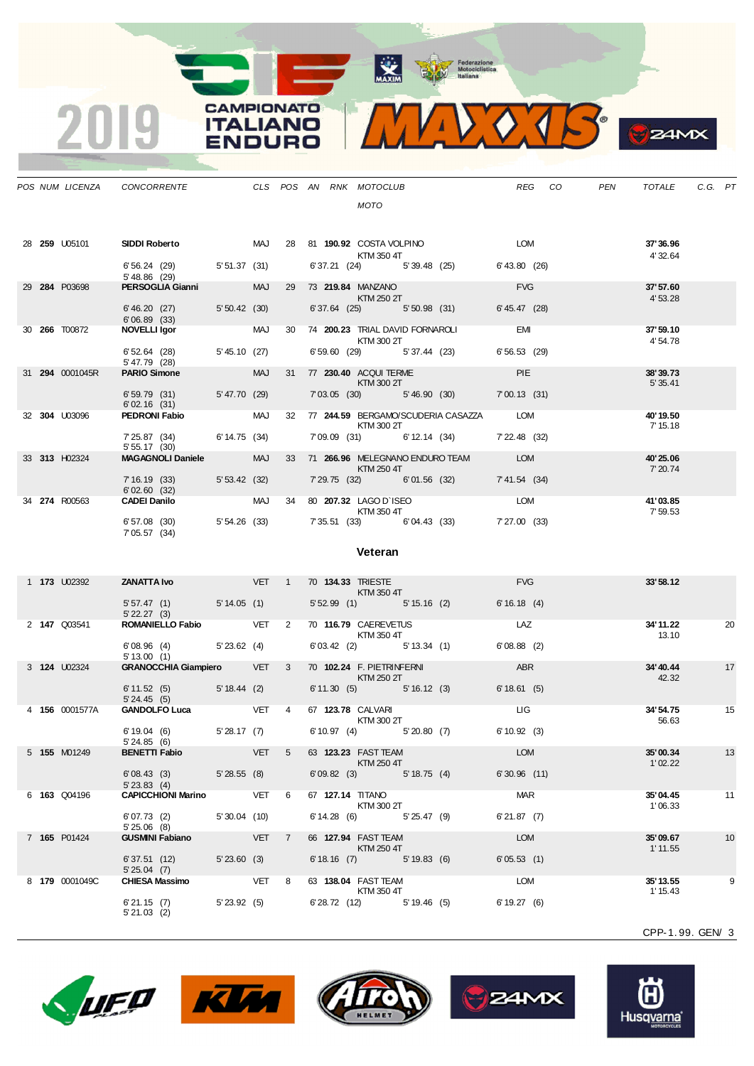| POS | NUM | LICENZA | CONCORRENTE | CLS | POS | AN | RNK | MOTOCLUB / MOTO | REG | CO | PEN | TOTALE | C.G. | PT |
|---|---|---|---|---|---|---|---|---|---|---|---|---|---|---|
| 28 | **259** | U05101 | **SIDDI Roberto** | MAJ | 28 | 81 | **190.92** | COSTA VOLPINO / KTM 350 4T | LOM | | | **37'36.96** / 4'32.64 | | |
| | | | 6'56.24 (29) / 5'48.86 (29) | 5'51.37 (31) | | 6'37.21 (24) | | 5'39.48 (25) | 6'43.80 (26) | | | | | |
| 29 | **284** | P03698 | **PERSOGLIA Gianni** | MAJ | 29 | 73 | **219.84** | MANZANO / KTM 250 2T | FVG | | | **37'57.60** / 4'53.28 | | |
| | | | 6'46.20 (27) / 6'06.89 (33) | 5'50.42 (30) | | 6'37.64 (25) | | 5'50.98 (31) | 6'45.47 (28) | | | | | |
| 30 | **266** | T00872 | **NOVELLI Igor** | MAJ | 30 | 74 | **200.23** | TRIAL DAVID FORNAROLI / KTM 300 2T | EMI | | | **37'59.10** / 4'54.78 | | |
| | | | 6'52.64 (28) / 5'47.79 (28) | 5'45.10 (27) | | 6'59.60 (29) | | 5'37.44 (23) | 6'56.53 (29) | | | | | |
| 31 | **294** | 0001045R | **PARIO Simone** | MAJ | 31 | 77 | **230.40** | ACQUI TERME / KTM 300 2T | PIE | | | **38'39.73** / 5'35.41 | | |
| | | | 6'59.79 (31) / 6'02.16 (31) | 5'47.70 (29) | | 7'03.05 (30) | | 5'46.90 (30) | 7'00.13 (31) | | | | | |
| 32 | **304** | U03096 | **PEDRONI Fabio** | MAJ | 32 | 77 | **244.59** | BERGAMO/SCUDERIA CASAZZA / KTM 300 2T | LOM | | | **40'19.50** / 7'15.18 | | |
| | | | 7'25.87 (34) / 5'55.17 (30) | 6'14.75 (34) | | 7'09.09 (31) | | 6'12.14 (34) | 7'22.48 (32) | | | | | |
| 33 | **313** | H02324 | **MAGAGNOLI Daniele** | MAJ | 33 | 71 | **266.96** | MELEGNANO ENDURO TEAM / KTM 250 4T | LOM | | | **40'25.06** / 7'20.74 | | |
| | | | 7'16.19 (33) / 6'02.60 (32) | 5'53.42 (32) | | 7'29.75 (32) | | 6'01.56 (32) | 7'41.54 (34) | | | | | |
| 34 | **274** | R00563 | **CADEI Danilo** | MAJ | 34 | 80 | **207.32** | LAGO D`ISEO / KTM 350 4T | LOM | | | **41'03.85** / 7'59.53 | | |
| | | | 6'57.08 (30) / 7'05.57 (34) | 5'54.26 (33) | | 7'35.51 (33) | | 6'04.43 (33) | 7'27.00 (33) | | | | | |

## Veteran

| POS | NUM | LICENZA | CONCORRENTE | CLS | POS | AN | RNK | MOTOCLUB / MOTO | REG | CO | PEN | TOTALE | C.G. | PT |
|---|---|---|---|---|---|---|---|---|---|---|---|---|---|---|
| 1 | **173** | U02392 | **ZANATTA Ivo** | VET | 1 | 70 | **134.33** | TRIESTE / KTM 350 4T | FVG | | | **33'58.12** | | |
| | | | 5'57.47 (1) / 5'22.27 (3) | 5'14.05 (1) | | 5'52.99 (1) | | 5'15.16 (2) | 6'16.18 (4) | | | | | |
| 2 | **147** | Q03541 | **ROMANIELLO Fabio** | VET | 2 | 70 | **116.79** | CAEREVETUS / KTM 350 4T | LAZ | | | **34'11.22** / 13.10 | | 20 |
| | | | 6'08.96 (4) / 5'13.00 (1) | 5'23.62 (4) | | 6'03.42 (2) | | 5'13.34 (1) | 6'08.88 (2) | | | | | |
| 3 | **124** | U02324 | **GRANOCCHIA Giampiero** | VET | 3 | 70 | **102.24** | F. PIETRINFERNI / KTM 250 2T | ABR | | | **34'40.44** / 42.32 | | 17 |
| | | | 6'11.52 (5) / 5'24.45 (5) | 5'18.44 (2) | | 6'11.30 (5) | | 5'16.12 (3) | 6'18.61 (5) | | | | | |
| 4 | **156** | 0001577A | **GANDOLFO Luca** | VET | 4 | 67 | **123.78** | CALVARI / KTM 300 2T | LIG | | | **34'54.75** / 56.63 | | 15 |
| | | | 6'19.04 (6) / 5'24.85 (6) | 5'28.17 (7) | | 6'10.97 (4) | | 5'20.80 (7) | 6'10.92 (3) | | | | | |
| 5 | **155** | M01249 | **BENETTI Fabio** | VET | 5 | 63 | **123.23** | FAST TEAM / KTM 250 4T | LOM | | | **35'00.34** / 1'02.22 | | 13 |
| | | | 6'08.43 (3) / 5'23.83 (4) | 5'28.55 (8) | | 6'09.82 (3) | | 5'18.75 (4) | 6'30.96 (11) | | | | | |
| 6 | **163** | Q04196 | **CAPICCHIONI Marino** | VET | 6 | 67 | **127.14** | TITANO / KTM 300 2T | MAR | | | **35'04.45** / 1'06.33 | | 11 |
| | | | 6'07.73 (2) / 5'25.06 (8) | 5'30.04 (10) | | 6'14.28 (6) | | 5'25.47 (9) | 6'21.87 (7) | | | | | |
| 7 | **165** | P01424 | **GUSMINI Fabiano** | VET | 7 | 66 | **127.94** | FAST TEAM / KTM 250 4T | LOM | | | **35'09.67** / 1'11.55 | | 10 |
| | | | 6'37.51 (12) / 5'25.04 (7) | 5'23.60 (3) | | 6'18.16 (7) | | 5'19.83 (6) | 6'05.53 (1) | | | | | |
| 8 | **179** | 0001049C | **CHIESA Massimo** | VET | 8 | 63 | **138.04** | FAST TEAM / KTM 350 4T | LOM | | | **35'13.55** / 1'15.43 | | 9 |
| | | | 6'21.15 (7) / 5'21.03 (2) | 5'23.92 (5) | | 6'28.72 (12) | | 5'19.46 (5) | 6'19.27 (6) | | | | | |

CPP-1.99. GEN/ 3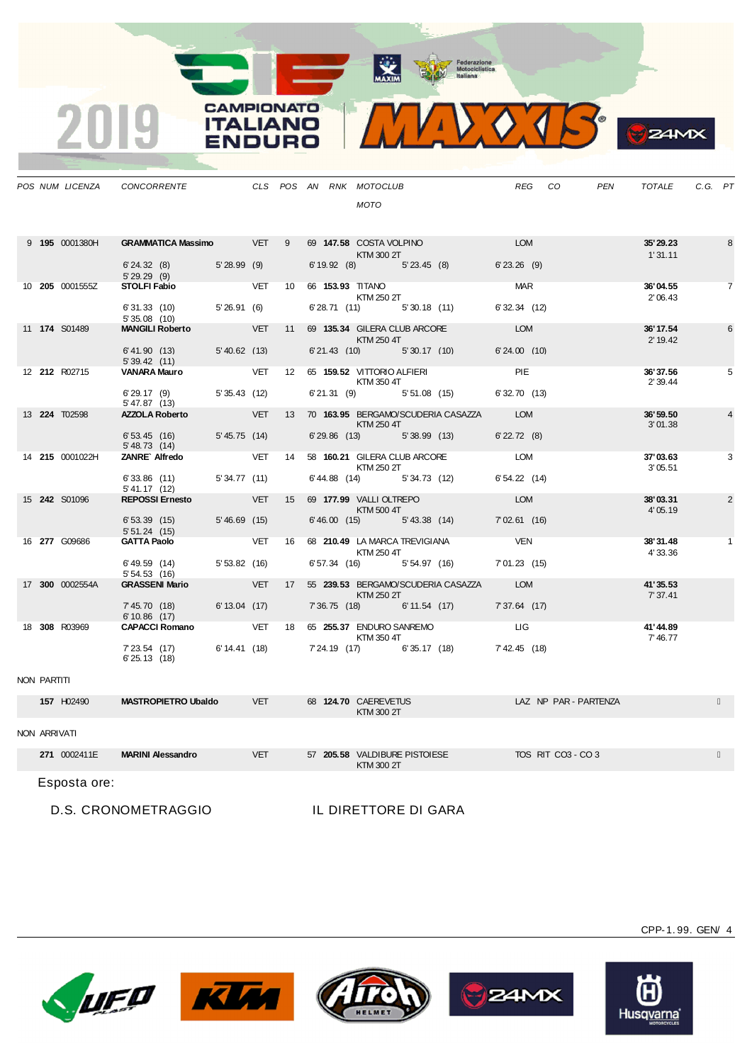# 2019 CAMPIONATO ITALIANO ENDURO

| POS | NUM | LICENZA | CONCORRENTE | CLS | POS | AN | RNK | MOTOCLUB / MOTO | REG | CO | PEN | TOTALE | C.G. | PT |
|---|---|---|---|---|---|---|---|---|---|---|---|---|---|---|
| 9 | **195** | 0001380H | **GRAMMATICA Massimo** | VET | 9 | 69 | **147.58** | COSTA VOLPINO / KTM 300 2T | LOM | | | **35'29.23** / 1'31.11 | | 8 |
| | | | 6'24.32 (8) 5'28.99 (9) 6'19.92 (8) 5'23.45 (8) 6'23.26 (9) 5'29.29 (9) | | | | | | | | | | | |
| 10 | **205** | 0001555Z | **STOLFI Fabio** | VET | 10 | 66 | **153.93** | TITANO / KTM 250 2T | MAR | | | **36'04.55** / 2'06.43 | | 7 |
| | | | 6'31.33 (10) 5'26.91 (6) 6'28.71 (11) 5'30.18 (11) 6'32.34 (12) 5'35.08 (10) | | | | | | | | | | | |
| 11 | **174** | S01489 | **MANGILI Roberto** | VET | 11 | 69 | **135.34** | GILERA CLUB ARCORE / KTM 250 4T | LOM | | | **36'17.54** / 2'19.42 | | 6 |
| | | | 6'41.90 (13) 5'40.62 (13) 6'21.43 (10) 5'30.17 (10) 6'24.00 (10) 5'39.42 (11) | | | | | | | | | | | |
| 12 | **212** | R02715 | **VANARA Mauro** | VET | 12 | 65 | **159.52** | VITTORIO ALFIERI / KTM 350 4T | PIE | | | **36'37.56** / 2'39.44 | | 5 |
| | | | 6'29.17 (9) 5'35.43 (12) 6'21.31 (9) 5'51.08 (15) 6'32.70 (13) 5'47.87 (13) | | | | | | | | | | | |
| 13 | **224** | T02598 | **AZZOLA Roberto** | VET | 13 | 70 | **163.95** | BERGAMO/SCUDERIA CASAZZA / KTM 250 4T | LOM | | | **36'59.50** / 3'01.38 | | 4 |
| | | | 6'53.45 (16) 5'45.75 (14) 6'29.86 (13) 5'38.99 (13) 6'22.72 (8) 5'48.73 (14) | | | | | | | | | | | |
| 14 | **215** | 0001022H | **ZANRE` Alfredo** | VET | 14 | 58 | **160.21** | GILERA CLUB ARCORE / KTM 250 2T | LOM | | | **37'03.63** / 3'05.51 | | 3 |
| | | | 6'33.86 (11) 5'34.77 (11) 6'44.88 (14) 5'34.73 (12) 6'54.22 (14) 5'41.17 (12) | | | | | | | | | | | |
| 15 | **242** | S01096 | **REPOSSI Ernesto** | VET | 15 | 69 | **177.99** | VALLI OLTREPO / KTM 500 4T | LOM | | | **38'03.31** / 4'05.19 | | 2 |
| | | | 6'53.39 (15) 5'46.69 (15) 6'46.00 (15) 5'43.38 (14) 7'02.61 (16) 5'51.24 (15) | | | | | | | | | | | |
| 16 | **277** | G09686 | **GATTA Paolo** | VET | 16 | 68 | **210.49** | LA MARCA TREVIGIANA / KTM 250 4T | VEN | | | **38'31.48** / 4'33.36 | | 1 |
| | | | 6'49.59 (14) 5'53.82 (16) 6'57.34 (16) 5'54.97 (16) 7'01.23 (15) 5'54.53 (16) | | | | | | | | | | | |
| 17 | **300** | 0002554A | **GRASSENI Mario** | VET | 17 | 55 | **239.53** | BERGAMO/SCUDERIA CASAZZA / KTM 250 2T | LOM | | | **41'35.53** / 7'37.41 | | |
| | | | 7'45.70 (18) 6'13.04 (17) 7'36.75 (18) 6'11.54 (17) 7'37.64 (17) 6'10.86 (17) | | | | | | | | | | | |
| 18 | **308** | R03969 | **CAPACCI Romano** | VET | 18 | 65 | **255.37** | ENDURO SANREMO / KTM 350 4T | LIG | | | **41'44.89** / 7'46.77 | | |
| | | | 7'23.54 (17) 6'14.41 (18) 7'24.19 (17) 6'35.17 (18) 7'42.45 (18) 6'25.13 (18) | | | | | | | | | | | |

NON PARTITI

| NUM | LICENZA | CONCORRENTE | CLS | AN | RNK | MOTOCLUB / MOTO | REG | CO | PEN |
|---|---|---|---|---|---|---|---|---|---|
| **157** | H02490 | **MASTROPIETRO Ubaldo** | VET | 68 | **124.70** | CAEREVETUS / KTM 300 2T | LAZ | NP | PAR - PARTENZA |

NON ARRIVATI

| NUM | LICENZA | CONCORRENTE | CLS | AN | RNK | MOTOCLUB / MOTO | REG | CO | PEN |
|---|---|---|---|---|---|---|---|---|---|
| **271** | 0002411E | **MARINI Alessandro** | VET | 57 | **205.58** | VALDIBURE PISTOIESE / KTM 300 2T | TOS | RIT | CO3 - CO 3 |

Esposta ore:

D.S. CRONOMETRAGGIO

IL DIRETTORE DI GARA

CPP-1.99. GEN/ 4